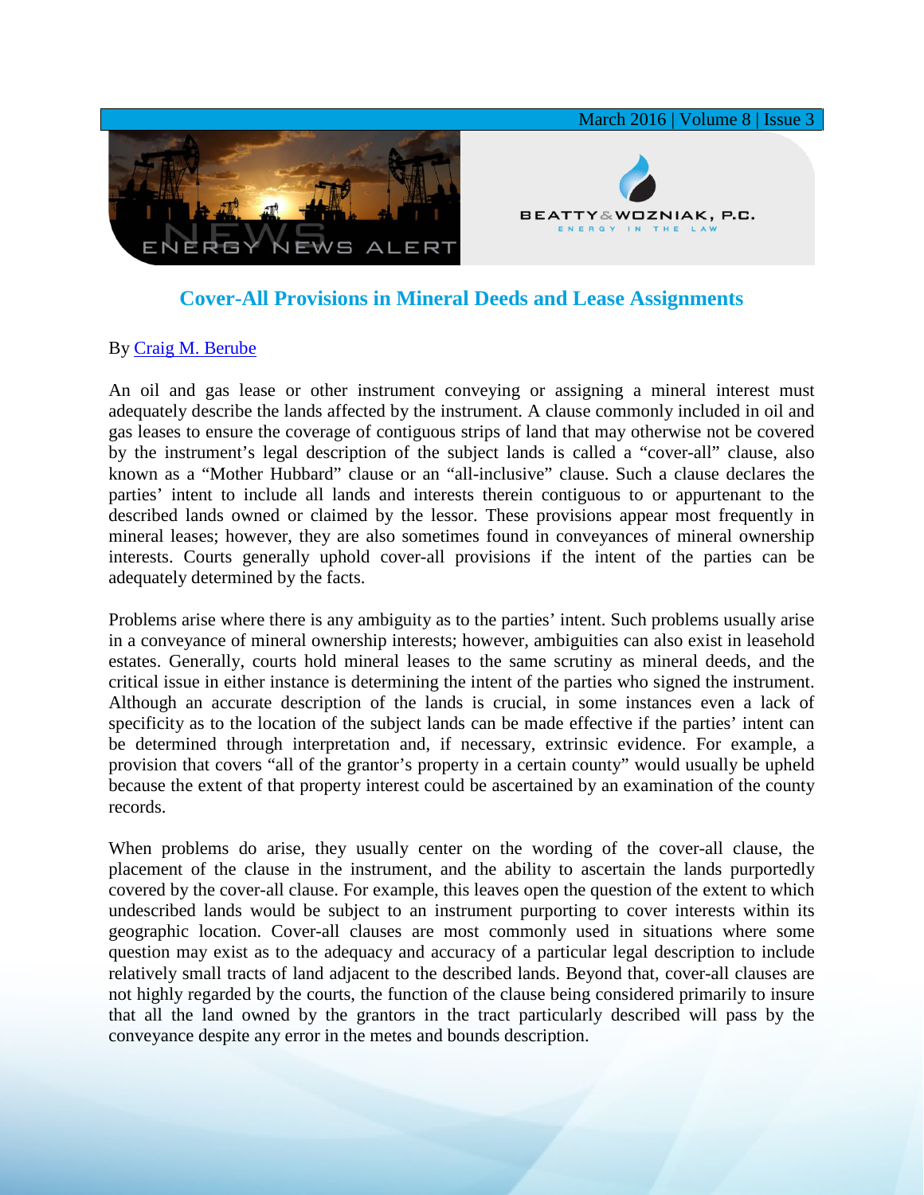# Cover-All Provisions in Mineral Deeds and Lease Assignments

By Craig M. Berube

An oil and gas lease or other instrument conveying or assigning a mineral interest must adequately describe the lands affected by the instrument. A clause commonly included in oil and gas leases to ensure the coverage of contiguous strips of land that may otherwise not be covered by the instrument's legal description of the subject lands is called a "cover-all" clause, also known as a "Mother Hubbard" clause or an "all-inclusive" clause. Such a clause declares the parties' intent to include all lands and interests therein contiguous to or appurtenant to the described lands owned or claimed by the lessor. These provisions appear most frequently in mineral leases; however, they are also sometimes found in conveyances of mineral ownership interests. Courts generally uphold cover-all provisions if the intent of the parties can be adequately determined by the facts.

Problems arise where there is any ambiguity as to the parties' intent. Such problems usually arise in a conveyance of mineral ownership interests; however, ambiguities can also exist in leasehold estates. Generally, courts hold mineral leases to the same scrutiny as mineral deeds, and the critical issue in either instance is determining the intent of the parties who signed the instrument. Although an accurate description of the lands is crucial, in some instances even a lack of specificity as to the location of the subject lands can be made effective if the parties' intent can be determined through interpretation and, if necessary, extrinsic evidence. For example, a provision that covers "all of the grantor's property in a certain county" would usually be upheld because the extent of that property interest could be ascertained by an examination of the county records.

When problems do arise, they usually center on the wording of the cover-all clause, the placement of the clause in the instrument, and the ability to ascertain the lands purportedly covered by the cover-all clause. For example, this leaves open the question of the extent to which undescribed lands would be subject to an instrument purporting to cover interests within its geographic location. Cover-all clauses are most commonly used in situations where some question may exist as to the adequacy and accuracy of a particular legal description to include relatively small tracts of land adjacent to the described lands. Beyond that, cover-all clauses are not highly regarded by the courts, the function of the clause being considered primarily to insure that all the land owned by the grantors in the tract particularly described will pass by the conveyance despite any error in the metes and bounds description.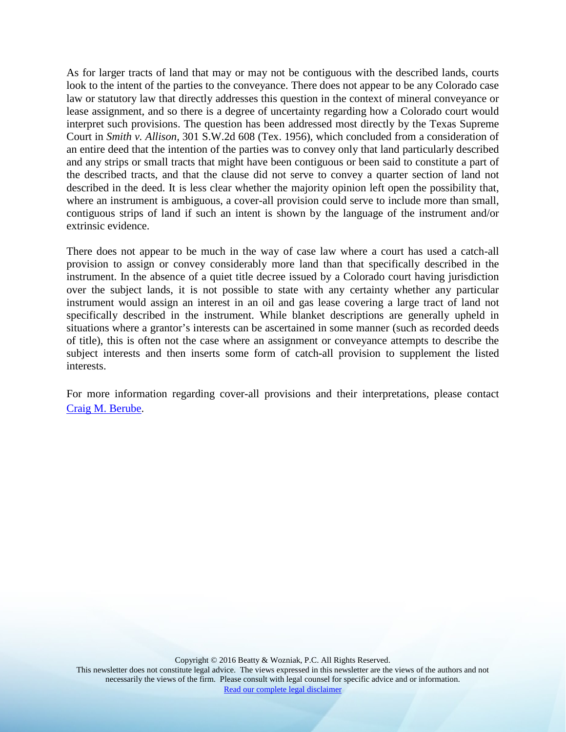As for larger tracts of land that may or may not be contiguous with the described lands, courts look to the intent of the parties to the conveyance. There does not appear to be any Colorado case law or statutory law that directly addresses this question in the context of mineral conveyance or lease assignment, and so there is a degree of uncertainty regarding how a Colorado court would interpret such provisions. The question has been addressed most directly by the Texas Supreme Court in *Smith v. Allison*, 301 S.W.2d 608 (Tex. 1956), which concluded from a consideration of an entire deed that the intention of the parties was to convey only that land particularly described and any strips or small tracts that might have been contiguous or been said to constitute a part of the described tracts, and that the clause did not serve to convey a quarter section of land not described in the deed. It is less clear whether the majority opinion left open the possibility that, where an instrument is ambiguous, a cover-all provision could serve to include more than small, contiguous strips of land if such an intent is shown by the language of the instrument and/or extrinsic evidence.

There does not appear to be much in the way of case law where a court has used a catch-all provision to assign or convey considerably more land than that specifically described in the instrument. In the absence of a quiet title decree issued by a Colorado court having jurisdiction over the subject lands, it is not possible to state with any certainty whether any particular instrument would assign an interest in an oil and gas lease covering a large tract of land not specifically described in the instrument. While blanket descriptions are generally upheld in situations where a grantor's interests can be ascertained in some manner (such as recorded deeds of title), this is often not the case where an assignment or conveyance attempts to describe the subject interests and then inserts some form of catch-all provision to supplement the listed interests.

For more information regarding cover-all provisions and their interpretations, please contact [Craig M. Berube].

Copyright © 2016 Beatty & Wozniak, P.C. All Rights Reserved.
This newsletter does not constitute legal advice. The views expressed in this newsletter are the views of the authors and not necessarily the views of the firm. Please consult with legal counsel for specific advice and or information.
[Read our complete legal disclaimer]